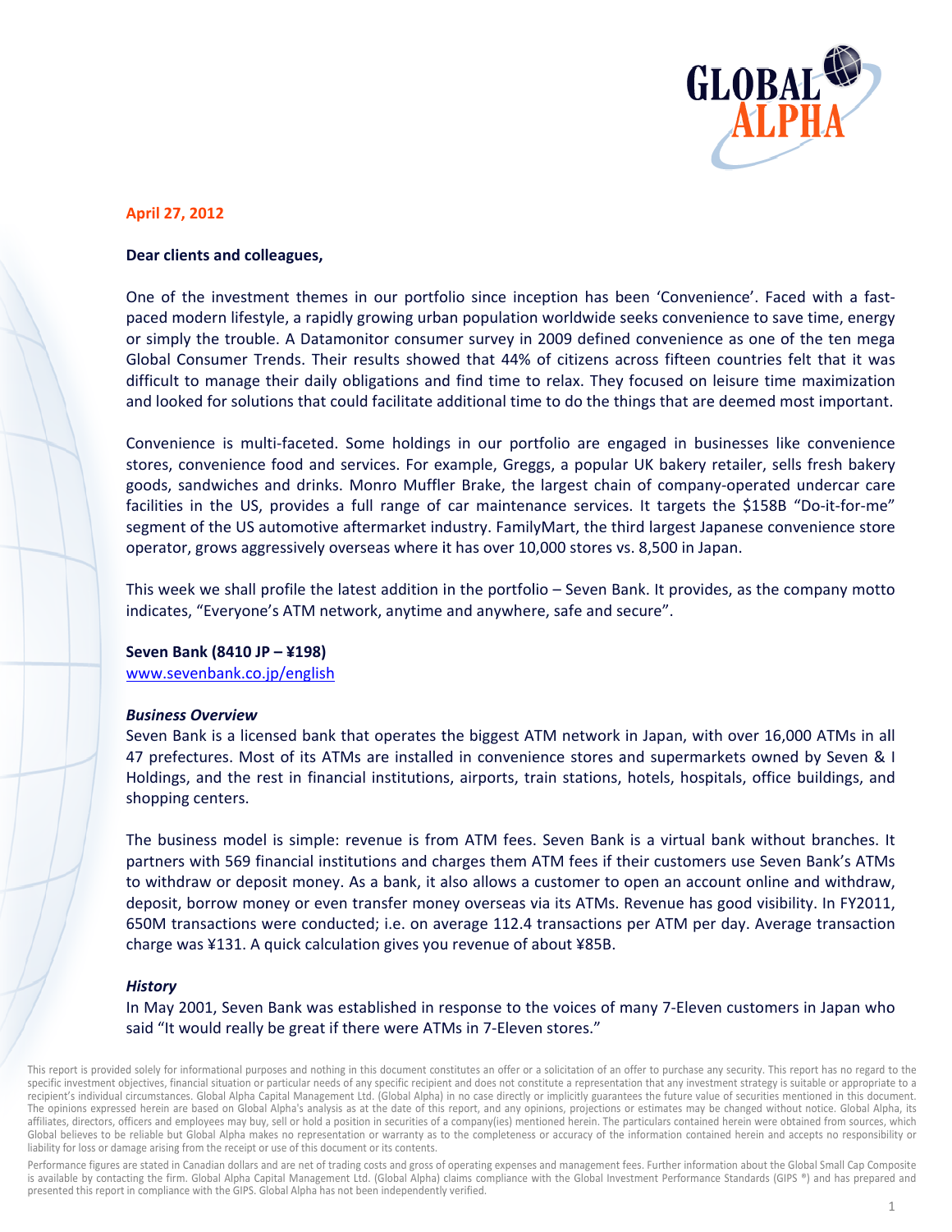**April 27, 2012**

**Dear clients and colleagues,**

One of the investment themes in our portfolio since inception has been 'Convenience'. Faced with a fast-paced modern lifestyle, a rapidly growing urban population worldwide seeks convenience to save time, energy or simply the trouble. A Datamonitor consumer survey in 2009 defined convenience as one of the ten mega Global Consumer Trends. Their results showed that 44% of citizens across fifteen countries felt that it was difficult to manage their daily obligations and find time to relax. They focused on leisure time maximization and looked for solutions that could facilitate additional time to do the things that are deemed most important.

Convenience is multi-faceted. Some holdings in our portfolio are engaged in businesses like convenience stores, convenience food and services. For example, Greggs, a popular UK bakery retailer, sells fresh bakery goods, sandwiches and drinks. Monro Muffler Brake, the largest chain of company-operated undercar care facilities in the US, provides a full range of car maintenance services. It targets the $158B "Do-it-for-me" segment of the US automotive aftermarket industry. FamilyMart, the third largest Japanese convenience store operator, grows aggressively overseas where it has over 10,000 stores vs. 8,500 in Japan.

This week we shall profile the latest addition in the portfolio – Seven Bank. It provides, as the company motto indicates, "Everyone's ATM network, anytime and anywhere, safe and secure".

**Seven Bank (8410 JP – ¥198)**
[www.sevenbank.co.jp/english](www.sevenbank.co.jp/english)

***Business Overview***

Seven Bank is a licensed bank that operates the biggest ATM network in Japan, with over 16,000 ATMs in all 47 prefectures. Most of its ATMs are installed in convenience stores and supermarkets owned by Seven & I Holdings, and the rest in financial institutions, airports, train stations, hotels, hospitals, office buildings, and shopping centers.

The business model is simple: revenue is from ATM fees. Seven Bank is a virtual bank without branches. It partners with 569 financial institutions and charges them ATM fees if their customers use Seven Bank's ATMs to withdraw or deposit money. As a bank, it also allows a customer to open an account online and withdraw, deposit, borrow money or even transfer money overseas via its ATMs. Revenue has good visibility. In FY2011, 650M transactions were conducted; i.e. on average 112.4 transactions per ATM per day. Average transaction charge was ¥131. A quick calculation gives you revenue of about ¥85B.

***History***

In May 2001, Seven Bank was established in response to the voices of many 7-Eleven customers in Japan who said "It would really be great if there were ATMs in 7-Eleven stores."

This report is provided solely for informational purposes and nothing in this document constitutes an offer or a solicitation of an offer to purchase any security. This report has no regard to the specific investment objectives, financial situation or particular needs of any specific recipient and does not constitute a representation that any investment strategy is suitable or appropriate to a recipient's individual circumstances. Global Alpha Capital Management Ltd. (Global Alpha) in no case directly or implicitly guarantees the future value of securities mentioned in this document. The opinions expressed herein are based on Global Alpha's analysis as at the date of this report, and any opinions, projections or estimates may be changed without notice. Global Alpha, its affiliates, directors, officers and employees may buy, sell or hold a position in securities of a company(ies) mentioned herein. The particulars contained herein were obtained from sources, which Global believes to be reliable but Global Alpha makes no representation or warranty as to the completeness or accuracy of the information contained herein and accepts no responsibility or liability for loss or damage arising from the receipt or use of this document or its contents.

Performance figures are stated in Canadian dollars and are net of trading costs and gross of operating expenses and management fees. Further information about the Global Small Cap Composite is available by contacting the firm. Global Alpha Capital Management Ltd. (Global Alpha) claims compliance with the Global Investment Performance Standards (GIPS ®) and has prepared and presented this report in compliance with the GIPS. Global Alpha has not been independently verified.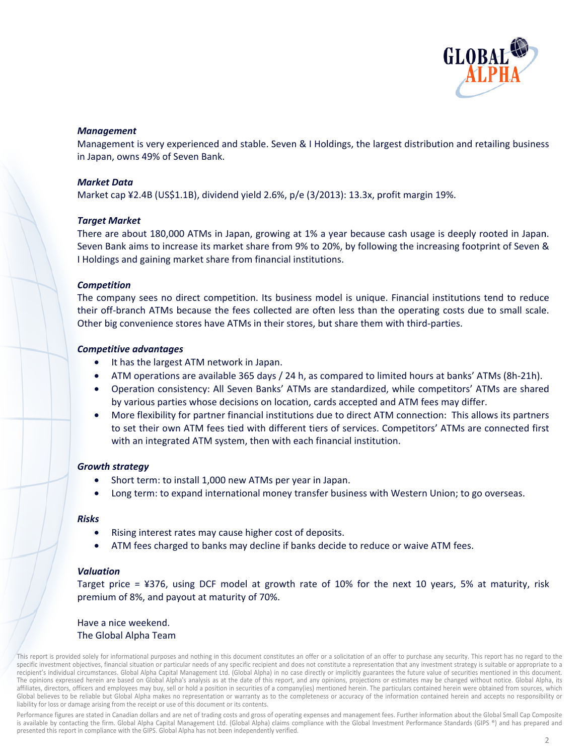***Management***

Management is very experienced and stable. Seven & I Holdings, the largest distribution and retailing business in Japan, owns 49% of Seven Bank.

***Market Data***

Market cap ¥2.4B (US$1.1B), dividend yield 2.6%, p/e (3/2013): 13.3x, profit margin 19%.

***Target Market***

There are about 180,000 ATMs in Japan, growing at 1% a year because cash usage is deeply rooted in Japan. Seven Bank aims to increase its market share from 9% to 20%, by following the increasing footprint of Seven & I Holdings and gaining market share from financial institutions.

***Competition***

The company sees no direct competition. Its business model is unique. Financial institutions tend to reduce their off-branch ATMs because the fees collected are often less than the operating costs due to small scale. Other big convenience stores have ATMs in their stores, but share them with third-parties.

***Competitive advantages***

- It has the largest ATM network in Japan.
- ATM operations are available 365 days / 24 h, as compared to limited hours at banks' ATMs (8h-21h).
- Operation consistency: All Seven Banks' ATMs are standardized, while competitors' ATMs are shared by various parties whose decisions on location, cards accepted and ATM fees may differ.
- More flexibility for partner financial institutions due to direct ATM connection: This allows its partners to set their own ATM fees tied with different tiers of services. Competitors' ATMs are connected first with an integrated ATM system, then with each financial institution.

***Growth strategy***

- Short term: to install 1,000 new ATMs per year in Japan.
- Long term: to expand international money transfer business with Western Union; to go overseas.

***Risks***

- Rising interest rates may cause higher cost of deposits.
- ATM fees charged to banks may decline if banks decide to reduce or waive ATM fees.

***Valuation***

Target price = ¥376, using DCF model at growth rate of 10% for the next 10 years, 5% at maturity, risk premium of 8%, and payout at maturity of 70%.

Have a nice weekend.
The Global Alpha Team

This report is provided solely for informational purposes and nothing in this document constitutes an offer or a solicitation of an offer to purchase any security. This report has no regard to the specific investment objectives, financial situation or particular needs of any specific recipient and does not constitute a representation that any investment strategy is suitable or appropriate to a recipient's individual circumstances. Global Alpha Capital Management Ltd. (Global Alpha) in no case directly or implicitly guarantees the future value of securities mentioned in this document. The opinions expressed herein are based on Global Alpha's analysis as at the date of this report, and any opinions, projections or estimates may be changed without notice. Global Alpha, its affiliates, directors, officers and employees may buy, sell or hold a position in securities of a company(ies) mentioned herein. The particulars contained herein were obtained from sources, which Global believes to be reliable but Global Alpha makes no representation or warranty as to the completeness or accuracy of the information contained herein and accepts no responsibility or liability for loss or damage arising from the receipt or use of this document or its contents.

Performance figures are stated in Canadian dollars and are net of trading costs and gross of operating expenses and management fees. Further information about the Global Small Cap Composite is available by contacting the firm. Global Alpha Capital Management Ltd. (Global Alpha) claims compliance with the Global Investment Performance Standards (GIPS ®) and has prepared and presented this report in compliance with the GIPS. Global Alpha has not been independently verified.